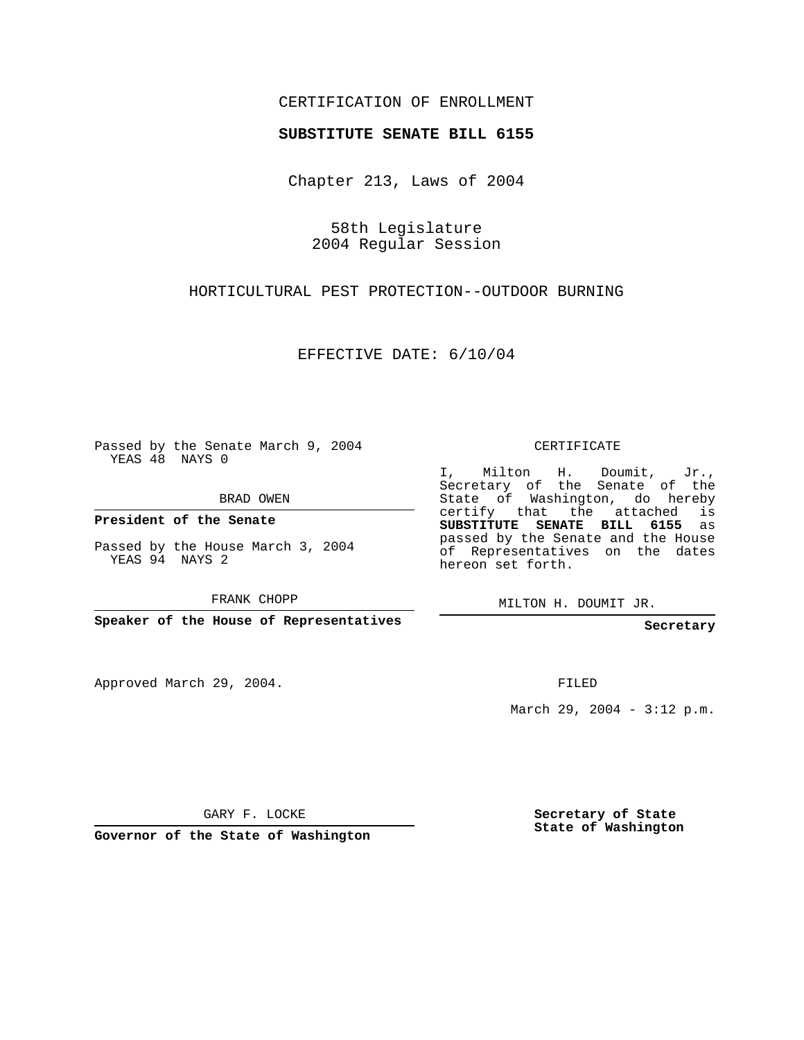CERTIFICATION OF ENROLLMENT

**SUBSTITUTE SENATE BILL 6155**

Chapter 213, Laws of 2004

58th Legislature
2004 Regular Session

HORTICULTURAL PEST PROTECTION--OUTDOOR BURNING

EFFECTIVE DATE: 6/10/04

Passed by the Senate March 9, 2004
YEAS 48 NAYS 0

BRAD OWEN

**President of the Senate**

Passed by the House March 3, 2004
YEAS 94 NAYS 2

FRANK CHOPP

**Speaker of the House of Representatives**

Approved March 29, 2004.

GARY F. LOCKE

**Governor of the State of Washington**

CERTIFICATE

I, Milton H. Doumit, Jr., Secretary of the Senate of the State of Washington, do hereby certify that the attached is **SUBSTITUTE SENATE BILL 6155** as passed by the Senate and the House of Representatives on the dates hereon set forth.

MILTON H. DOUMIT JR.

**Secretary**

FILED

March 29, 2004 - 3:12 p.m.

**Secretary of State**
**State of Washington**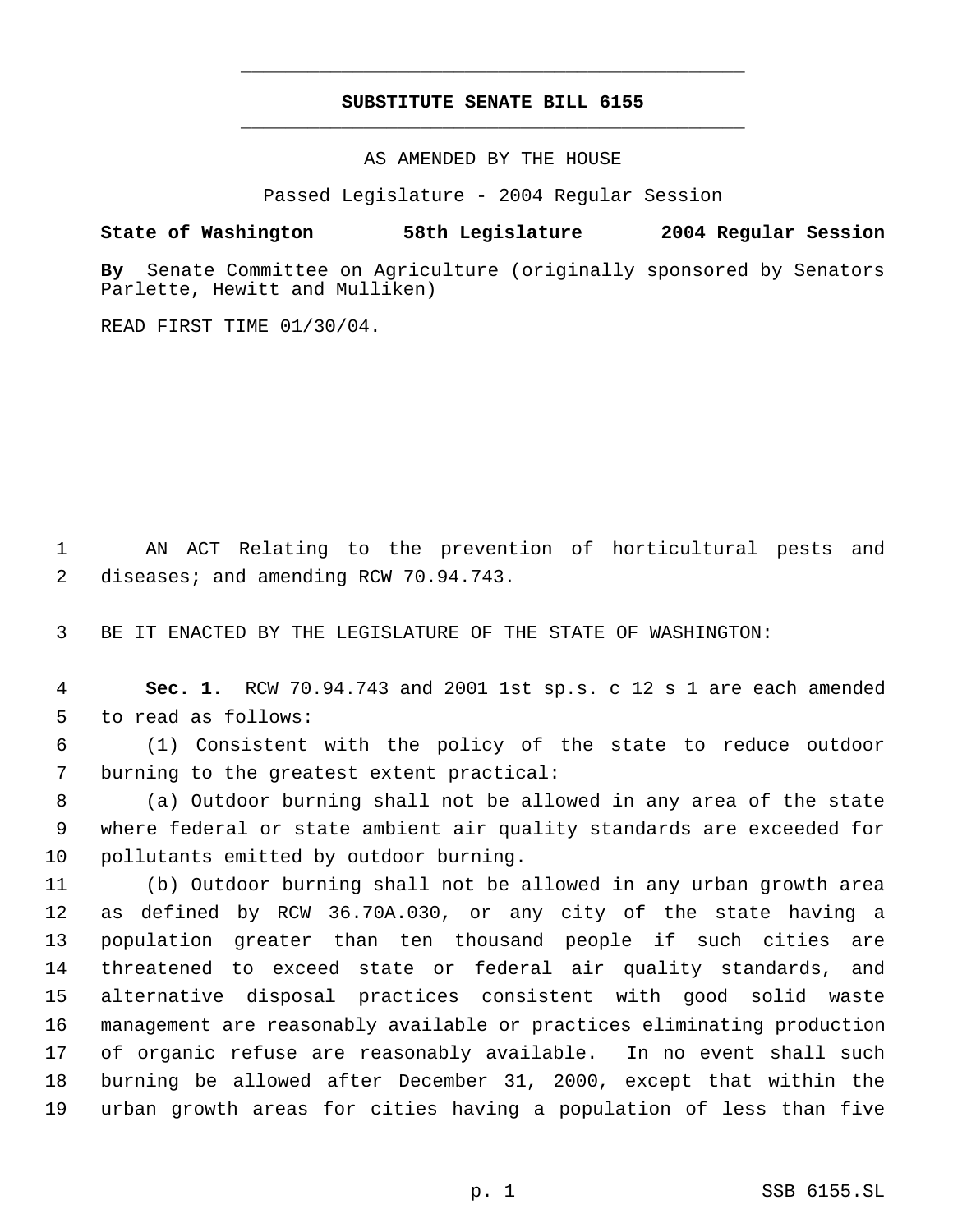**SUBSTITUTE SENATE BILL 6155**

AS AMENDED BY THE HOUSE

Passed Legislature - 2004 Regular Session

**State of Washington 58th Legislature 2004 Regular Session**

**By** Senate Committee on Agriculture (originally sponsored by Senators Parlette, Hewitt and Mulliken)

READ FIRST TIME 01/30/04.

1 AN ACT Relating to the prevention of horticultural pests and
2 diseases; and amending RCW 70.94.743.

3 BE IT ENACTED BY THE LEGISLATURE OF THE STATE OF WASHINGTON:

4 **Sec. 1.** RCW 70.94.743 and 2001 1st sp.s. c 12 s 1 are each amended
5 to read as follows:

6 (1) Consistent with the policy of the state to reduce outdoor
7 burning to the greatest extent practical:

8 (a) Outdoor burning shall not be allowed in any area of the state
9 where federal or state ambient air quality standards are exceeded for
10 pollutants emitted by outdoor burning.

11 (b) Outdoor burning shall not be allowed in any urban growth area
12 as defined by RCW 36.70A.030, or any city of the state having a
13 population greater than ten thousand people if such cities are
14 threatened to exceed state or federal air quality standards, and
15 alternative disposal practices consistent with good solid waste
16 management are reasonably available or practices eliminating production
17 of organic refuse are reasonably available. In no event shall such
18 burning be allowed after December 31, 2000, except that within the
19 urban growth areas for cities having a population of less than five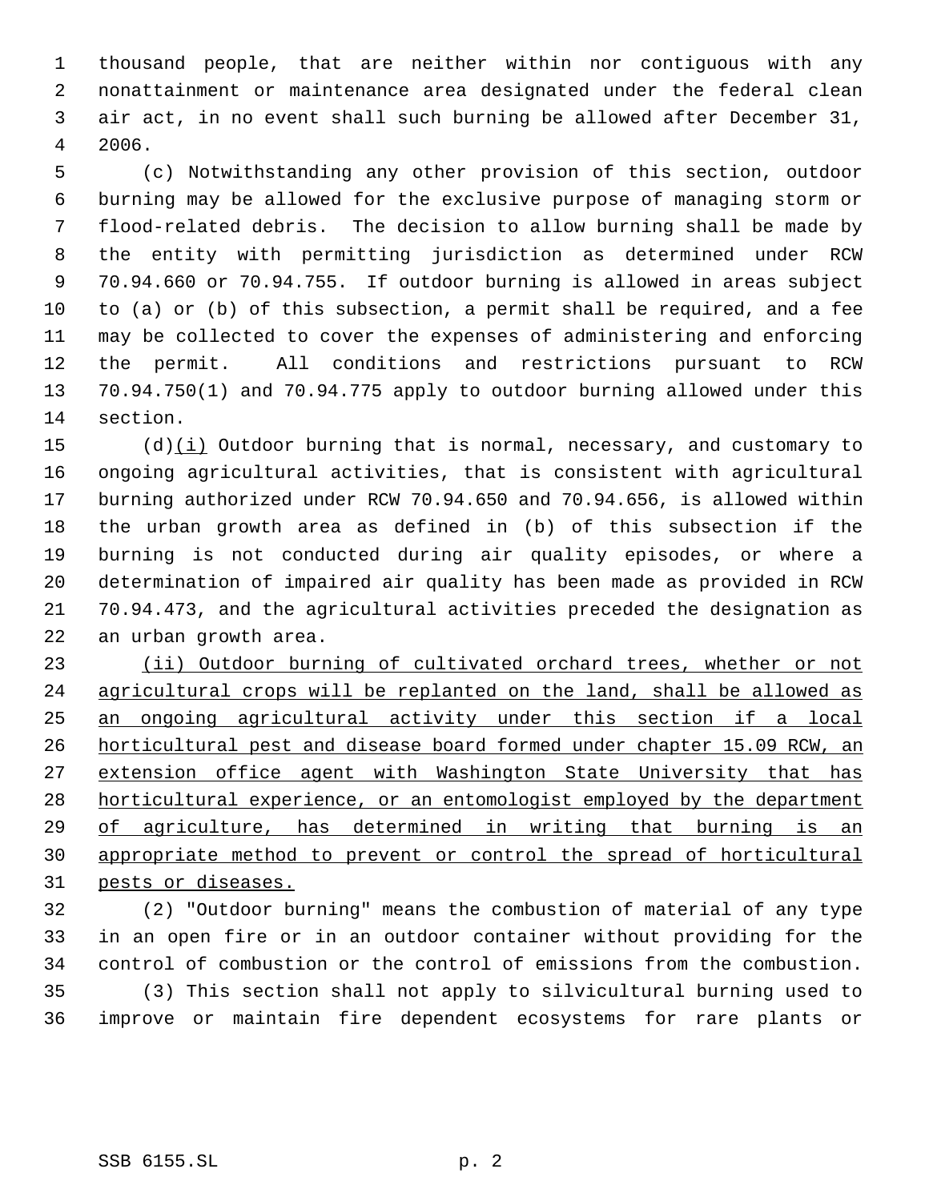thousand people, that are neither within nor contiguous with any nonattainment or maintenance area designated under the federal clean air act, in no event shall such burning be allowed after December 31, 2006.

(c) Notwithstanding any other provision of this section, outdoor burning may be allowed for the exclusive purpose of managing storm or flood-related debris. The decision to allow burning shall be made by the entity with permitting jurisdiction as determined under RCW 70.94.660 or 70.94.755. If outdoor burning is allowed in areas subject to (a) or (b) of this subsection, a permit shall be required, and a fee may be collected to cover the expenses of administering and enforcing the permit. All conditions and restrictions pursuant to RCW 70.94.750(1) and 70.94.775 apply to outdoor burning allowed under this section.

(d)<u>(i)</u> Outdoor burning that is normal, necessary, and customary to ongoing agricultural activities, that is consistent with agricultural burning authorized under RCW 70.94.650 and 70.94.656, is allowed within the urban growth area as defined in (b) of this subsection if the burning is not conducted during air quality episodes, or where a determination of impaired air quality has been made as provided in RCW 70.94.473, and the agricultural activities preceded the designation as an urban growth area.

<u>(ii) Outdoor burning of cultivated orchard trees, whether or not agricultural crops will be replanted on the land, shall be allowed as an ongoing agricultural activity under this section if a local horticultural pest and disease board formed under chapter 15.09 RCW, an extension office agent with Washington State University that has horticultural experience, or an entomologist employed by the department of agriculture, has determined in writing that burning is an appropriate method to prevent or control the spread of horticultural pests or diseases.</u>

(2) "Outdoor burning" means the combustion of material of any type in an open fire or in an outdoor container without providing for the control of combustion or the control of emissions from the combustion.

(3) This section shall not apply to silvicultural burning used to improve or maintain fire dependent ecosystems for rare plants or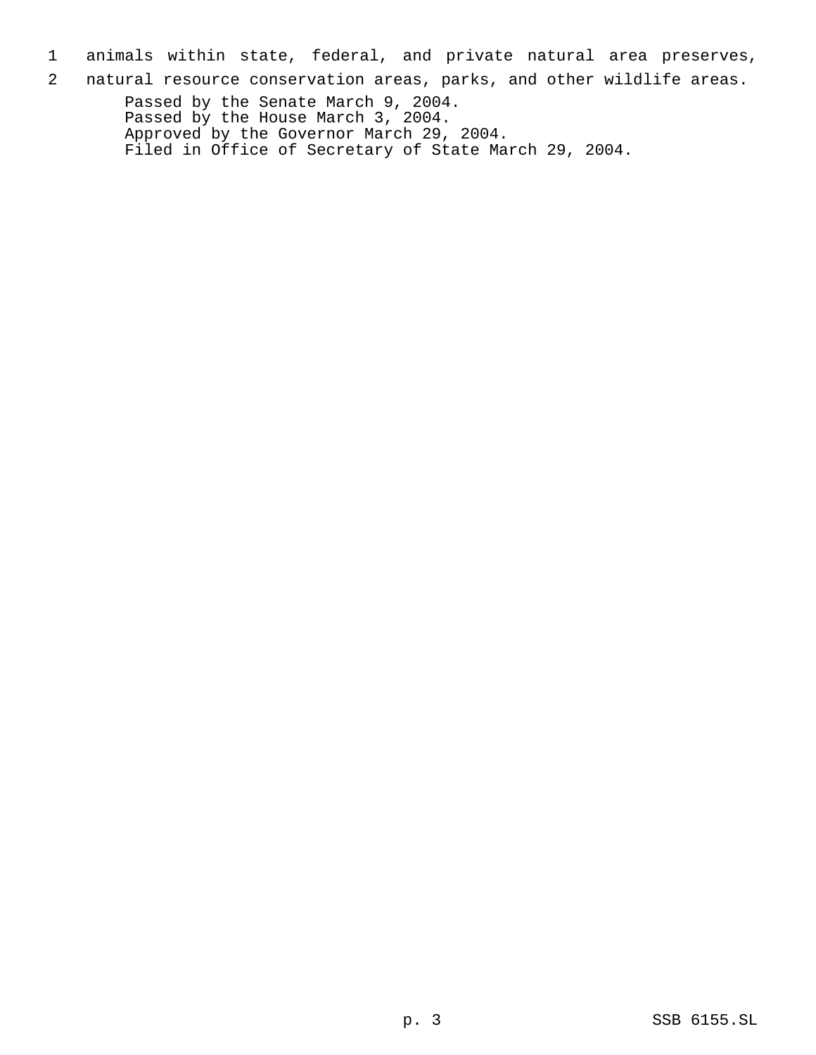animals within state, federal, and private natural area preserves, natural resource conservation areas, parks, and other wildlife areas.

Passed by the Senate March 9, 2004.
Passed by the House March 3, 2004.
Approved by the Governor March 29, 2004.
Filed in Office of Secretary of State March 29, 2004.